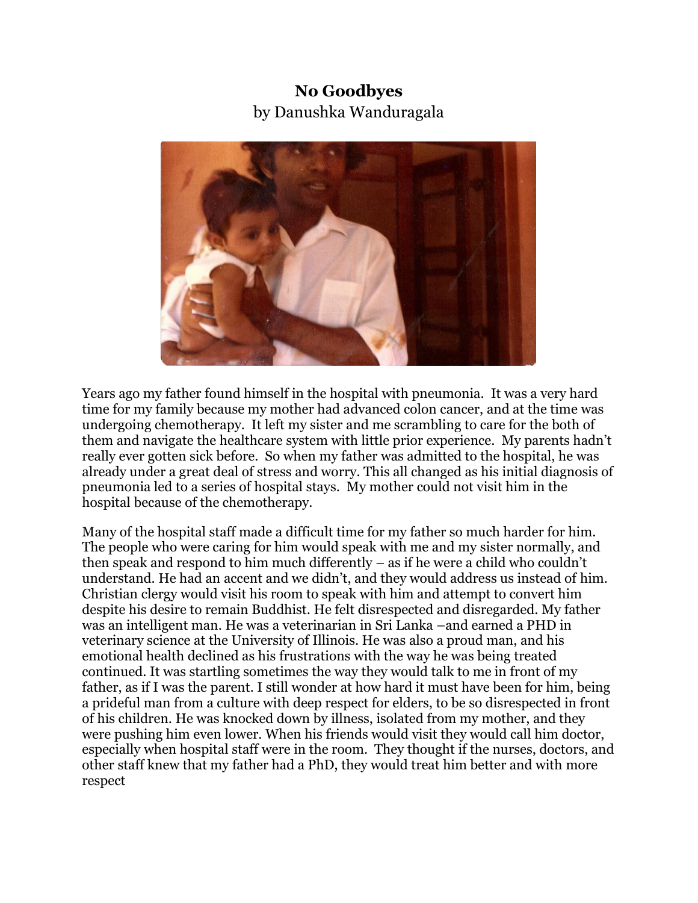# No Goodbyes

by Danushka Wanduragala

Years ago my father found himself in the hospital with pneumonia. It was a very hard time for my family because my mother had advanced colon cancer, and at the time was undergoing chemotherapy. It left my sister and me scrambling to care for the both of them and navigate the healthcare system with little prior experience. My parents hadn't really ever gotten sick before. So when my father was admitted to the hospital, he was already under a great deal of stress and worry. This all changed as his initial diagnosis of pneumonia led to a series of hospital stays. My mother could not visit him in the hospital because of the chemotherapy.

Many of the hospital staff made a difficult time for my father so much harder for him. The people who were caring for him would speak with me and my sister normally, and then speak and respond to him much differently – as if he were a child who couldn't understand. He had an accent and we didn't, and they would address us instead of him. Christian clergy would visit his room to speak with him and attempt to convert him despite his desire to remain Buddhist. He felt disrespected and disregarded. My father was an intelligent man. He was a veterinarian in Sri Lanka –and earned a PHD in veterinary science at the University of Illinois. He was also a proud man, and his emotional health declined as his frustrations with the way he was being treated continued. It was startling sometimes the way they would talk to me in front of my father, as if I was the parent. I still wonder at how hard it must have been for him, being a prideful man from a culture with deep respect for elders, to be so disrespected in front of his children. He was knocked down by illness, isolated from my mother, and they were pushing him even lower. When his friends would visit they would call him doctor, especially when hospital staff were in the room. They thought if the nurses, doctors, and other staff knew that my father had a PhD, they would treat him better and with more respect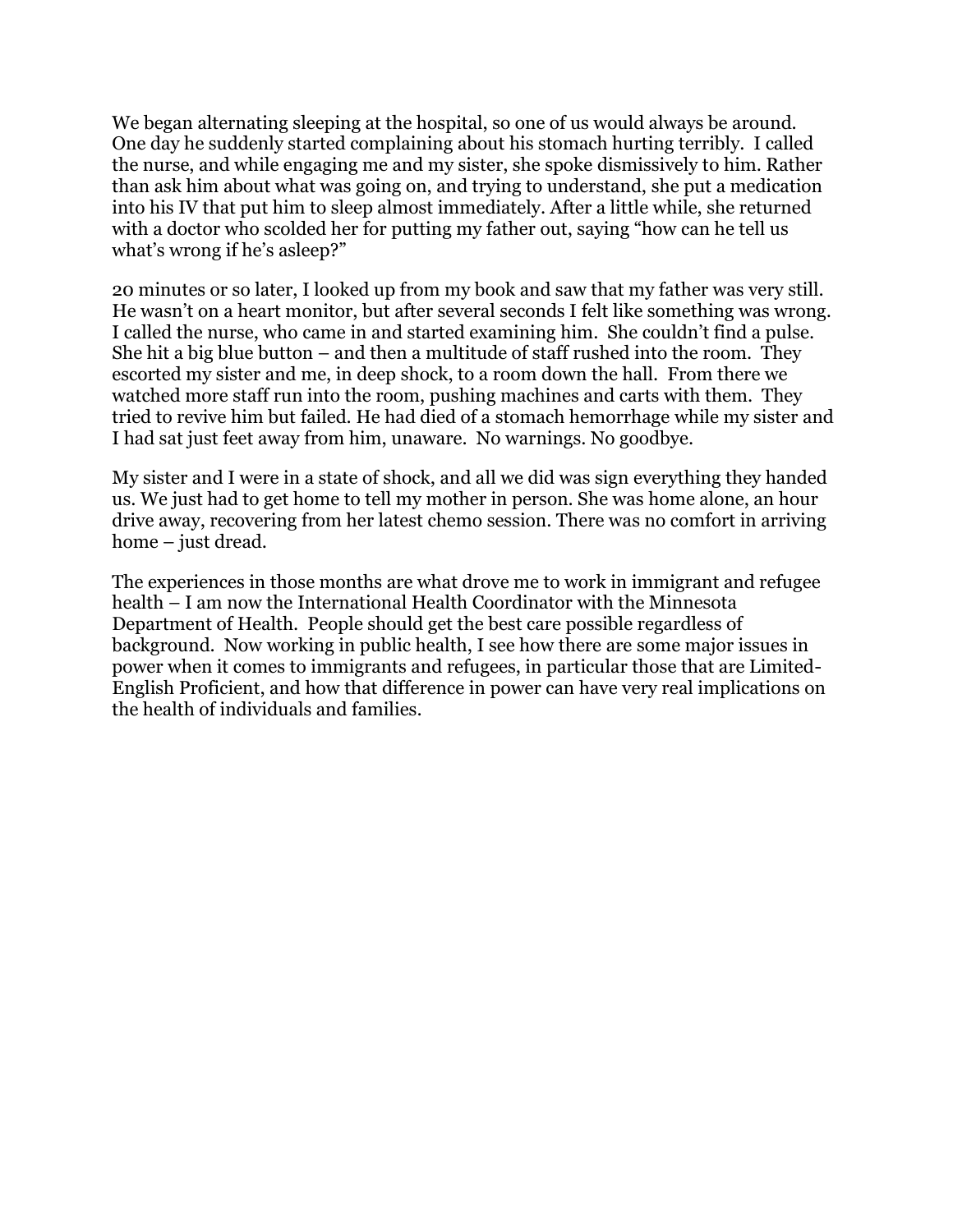We began alternating sleeping at the hospital, so one of us would always be around. One day he suddenly started complaining about his stomach hurting terribly. I called the nurse, and while engaging me and my sister, she spoke dismissively to him. Rather than ask him about what was going on, and trying to understand, she put a medication into his IV that put him to sleep almost immediately. After a little while, she returned with a doctor who scolded her for putting my father out, saying "how can he tell us what's wrong if he's asleep?"

20 minutes or so later, I looked up from my book and saw that my father was very still. He wasn't on a heart monitor, but after several seconds I felt like something was wrong. I called the nurse, who came in and started examining him. She couldn't find a pulse. She hit a big blue button – and then a multitude of staff rushed into the room. They escorted my sister and me, in deep shock, to a room down the hall. From there we watched more staff run into the room, pushing machines and carts with them. They tried to revive him but failed. He had died of a stomach hemorrhage while my sister and I had sat just feet away from him, unaware. No warnings. No goodbye.

My sister and I were in a state of shock, and all we did was sign everything they handed us. We just had to get home to tell my mother in person. She was home alone, an hour drive away, recovering from her latest chemo session. There was no comfort in arriving home – just dread.

The experiences in those months are what drove me to work in immigrant and refugee health – I am now the International Health Coordinator with the Minnesota Department of Health. People should get the best care possible regardless of background. Now working in public health, I see how there are some major issues in power when it comes to immigrants and refugees, in particular those that are Limited-English Proficient, and how that difference in power can have very real implications on the health of individuals and families.